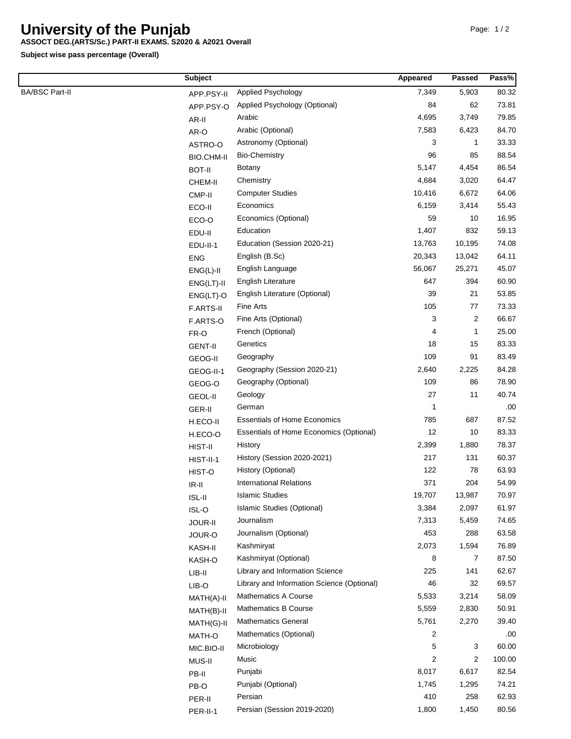# University of the Punjab

**ASSOCT DEG.(ARTS/Sc.) PART-II EXAMS. S2020 & A2021 Overall**

**Subject wise pass percentage (Overall)**

| | Subject | | Appeared | Passed | Pass% |
|---|---|---|---|---|---|
| BA/BSC Part-II | APP.PSY-II | Applied Psychology | 7,349 | 5,903 | 80.32 |
| | APP.PSY-O | Applied Psychology (Optional) | 84 | 62 | 73.81 |
| | AR-II | Arabic | 4,695 | 3,749 | 79.85 |
| | AR-O | Arabic (Optional) | 7,583 | 6,423 | 84.70 |
| | ASTRO-O | Astronomy (Optional) | 3 | 1 | 33.33 |
| | BIO.CHM-II | Bio-Chemistry | 96 | 85 | 88.54 |
| | BOT-II | Botany | 5,147 | 4,454 | 86.54 |
| | CHEM-II | Chemistry | 4,684 | 3,020 | 64.47 |
| | CMP-II | Computer Studies | 10,416 | 6,672 | 64.06 |
| | ECO-II | Economics | 6,159 | 3,414 | 55.43 |
| | ECO-O | Economics (Optional) | 59 | 10 | 16.95 |
| | EDU-II | Education | 1,407 | 832 | 59.13 |
| | EDU-II-1 | Education (Session 2020-21) | 13,763 | 10,195 | 74.08 |
| | ENG | English (B.Sc) | 20,343 | 13,042 | 64.11 |
| | ENG(L)-II | English Language | 56,067 | 25,271 | 45.07 |
| | ENG(LT)-II | English Literature | 647 | 394 | 60.90 |
| | ENG(LT)-O | English Literature (Optional) | 39 | 21 | 53.85 |
| | F.ARTS-II | Fine Arts | 105 | 77 | 73.33 |
| | F.ARTS-O | Fine Arts (Optional) | 3 | 2 | 66.67 |
| | FR-O | French (Optional) | 4 | 1 | 25.00 |
| | GENT-II | Genetics | 18 | 15 | 83.33 |
| | GEOG-II | Geography | 109 | 91 | 83.49 |
| | GEOG-II-1 | Geography (Session 2020-21) | 2,640 | 2,225 | 84.28 |
| | GEOG-O | Geography (Optional) | 109 | 86 | 78.90 |
| | GEOL-II | Geology | 27 | 11 | 40.74 |
| | GER-II | German | 1 | | .00 |
| | H.ECO-II | Essentials of Home Economics | 785 | 687 | 87.52 |
| | H.ECO-O | Essentials of Home Economics (Optional) | 12 | 10 | 83.33 |
| | HIST-II | History | 2,399 | 1,880 | 78.37 |
| | HIST-II-1 | History (Session 2020-2021) | 217 | 131 | 60.37 |
| | HIST-O | History (Optional) | 122 | 78 | 63.93 |
| | IR-II | International Relations | 371 | 204 | 54.99 |
| | ISL-II | Islamic Studies | 19,707 | 13,987 | 70.97 |
| | ISL-O | Islamic Studies (Optional) | 3,384 | 2,097 | 61.97 |
| | JOUR-II | Journalism | 7,313 | 5,459 | 74.65 |
| | JOUR-O | Journalism (Optional) | 453 | 288 | 63.58 |
| | KASH-II | Kashmiryat | 2,073 | 1,594 | 76.89 |
| | KASH-O | Kashmiryat (Optional) | 8 | 7 | 87.50 |
| | LIB-II | Library and Information Science | 225 | 141 | 62.67 |
| | LIB-O | Library and Information Science (Optional) | 46 | 32 | 69.57 |
| | MATH(A)-II | Mathematics A Course | 5,533 | 3,214 | 58.09 |
| | MATH(B)-II | Mathematics B Course | 5,559 | 2,830 | 50.91 |
| | MATH(G)-II | Mathematics General | 5,761 | 2,270 | 39.40 |
| | MATH-O | Mathematics (Optional) | 2 | | .00 |
| | MIC.BIO-II | Microbiology | 5 | 3 | 60.00 |
| | MUS-II | Music | 2 | 2 | 100.00 |
| | PB-II | Punjabi | 8,017 | 6,617 | 82.54 |
| | PB-O | Punjabi (Optional) | 1,745 | 1,295 | 74.21 |
| | PER-II | Persian | 410 | 258 | 62.93 |
| | PER-II-1 | Persian (Session 2019-2020) | 1,800 | 1,450 | 80.56 |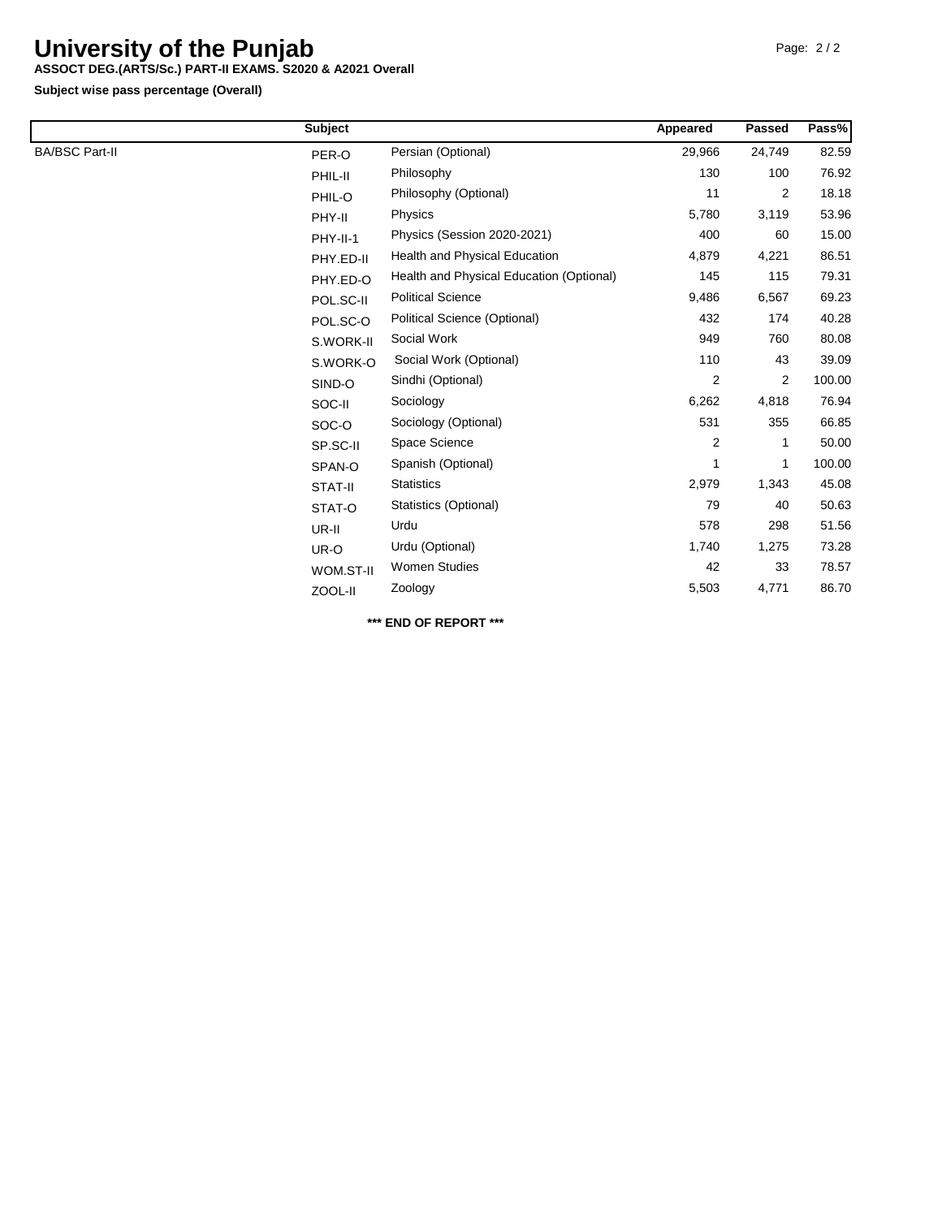# University of the Punjab

**ASSOCT DEG.(ARTS/Sc.) PART-II EXAMS. S2020 & A2021 Overall**

**Subject wise pass percentage (Overall)**

| | Subject | | Appeared | Passed | Pass% |
|---|---|---|---|---|---|
| BA/BSC Part-II | PER-O | Persian (Optional) | 29,966 | 24,749 | 82.59 |
| | PHIL-II | Philosophy | 130 | 100 | 76.92 |
| | PHIL-O | Philosophy (Optional) | 11 | 2 | 18.18 |
| | PHY-II | Physics | 5,780 | 3,119 | 53.96 |
| | PHY-II-1 | Physics (Session 2020-2021) | 400 | 60 | 15.00 |
| | PHY.ED-II | Health and Physical Education | 4,879 | 4,221 | 86.51 |
| | PHY.ED-O | Health and Physical Education (Optional) | 145 | 115 | 79.31 |
| | POL.SC-II | Political Science | 9,486 | 6,567 | 69.23 |
| | POL.SC-O | Political Science (Optional) | 432 | 174 | 40.28 |
| | S.WORK-II | Social Work | 949 | 760 | 80.08 |
| | S.WORK-O | Social Work (Optional) | 110 | 43 | 39.09 |
| | SIND-O | Sindhi (Optional) | 2 | 2 | 100.00 |
| | SOC-II | Sociology | 6,262 | 4,818 | 76.94 |
| | SOC-O | Sociology (Optional) | 531 | 355 | 66.85 |
| | SP.SC-II | Space Science | 2 | 1 | 50.00 |
| | SPAN-O | Spanish (Optional) | 1 | 1 | 100.00 |
| | STAT-II | Statistics | 2,979 | 1,343 | 45.08 |
| | STAT-O | Statistics (Optional) | 79 | 40 | 50.63 |
| | UR-II | Urdu | 578 | 298 | 51.56 |
| | UR-O | Urdu (Optional) | 1,740 | 1,275 | 73.28 |
| | WOM.ST-II | Women Studies | 42 | 33 | 78.57 |
| | ZOOL-II | Zoology | 5,503 | 4,771 | 86.70 |

**\*\*\* END OF REPORT \*\*\***